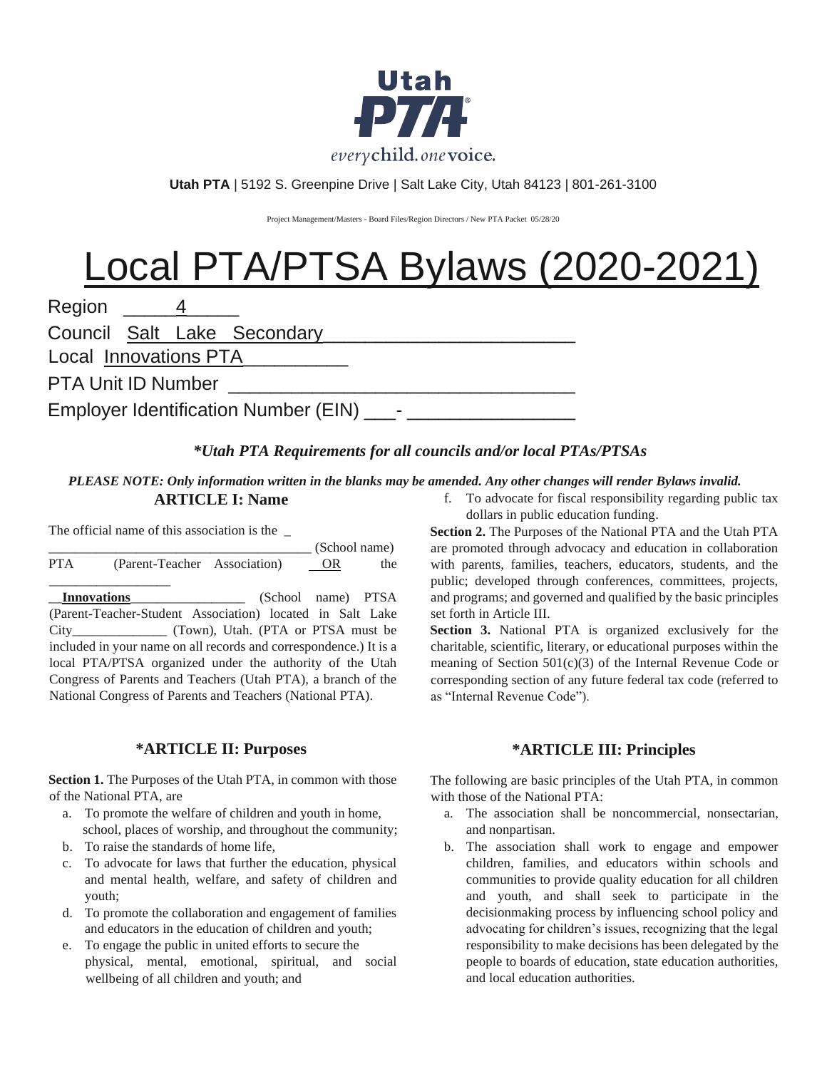Utah PTA

*every child. one voice.*

**Utah PTA** | 5192 S. Greenpine Drive | Salt Lake City, Utah 84123 | 801-261-3100

Project Management/Masters - Board Files/Region Directors / New PTA Packet 05/28/20

# Local PTA/PTSA Bylaws (2020-2021)

Region \_\_\_\_\_4\_\_\_\_\_

Council Salt Lake Secondary\_\_\_\_\_\_\_\_\_\_\_\_\_\_\_\_\_\_\_\_\_\_\_\_

Local Innovations PTA\_\_\_\_\_\_\_\_\_\_

PTA Unit ID Number \_\_\_\_\_\_\_\_\_\_\_\_\_\_\_\_\_\_\_\_\_\_\_\_\_\_\_\_\_\_\_\_\_

Employer Identification Number (EIN) \_\_\_- \_\_\_\_\_\_\_\_\_\_\_\_\_\_\_\_

***Utah PTA Requirements for all councils and/or local PTAs/PTSAs**

***PLEASE NOTE: Only information written in the blanks may be amended. Any other changes will render Bylaws invalid.***

## ARTICLE I: Name

The official name of this association is the \_ \_\_\_\_\_\_\_\_\_\_\_\_\_\_\_\_\_\_\_\_\_\_\_\_\_\_\_\_\_\_\_\_\_\_\_\_\_\_ (School name) PTA (Parent-Teacher Association) OR the \_\_\_\_\_\_\_\_\_\_\_\_\_\_\_\_\_\_ \_\_**Innovations**\_\_\_\_\_\_\_\_\_\_\_\_\_\_\_\_\_ (School name) PTSA (Parent-Teacher-Student Association) located in Salt Lake City\_\_\_\_\_\_\_\_\_\_\_\_\_\_ (Town), Utah. (PTA or PTSA must be included in your name on all records and correspondence.) It is a local PTA/PTSA organized under the authority of the Utah Congress of Parents and Teachers (Utah PTA), a branch of the National Congress of Parents and Teachers (National PTA).

## *ARTICLE II: Purposes

**Section 1.** The Purposes of the Utah PTA, in common with those of the National PTA, are

a. To promote the welfare of children and youth in home, school, places of worship, and throughout the community;
b. To raise the standards of home life,
c. To advocate for laws that further the education, physical and mental health, welfare, and safety of children and youth;
d. To promote the collaboration and engagement of families and educators in the education of children and youth;
e. To engage the public in united efforts to secure the physical, mental, emotional, spiritual, and social wellbeing of all children and youth; and
f. To advocate for fiscal responsibility regarding public tax dollars in public education funding.

**Section 2.** The Purposes of the National PTA and the Utah PTA are promoted through advocacy and education in collaboration with parents, families, teachers, educators, students, and the public; developed through conferences, committees, projects, and programs; and governed and qualified by the basic principles set forth in Article III.

**Section 3.** National PTA is organized exclusively for the charitable, scientific, literary, or educational purposes within the meaning of Section 501(c)(3) of the Internal Revenue Code or corresponding section of any future federal tax code (referred to as "Internal Revenue Code").

## *ARTICLE III: Principles

The following are basic principles of the Utah PTA, in common with those of the National PTA:

a. The association shall be noncommercial, nonsectarian, and nonpartisan.
b. The association shall work to engage and empower children, families, and educators within schools and communities to provide quality education for all children and youth, and shall seek to participate in the decisionmaking process by influencing school policy and advocating for children's issues, recognizing that the legal responsibility to make decisions has been delegated by the people to boards of education, state education authorities, and local education authorities.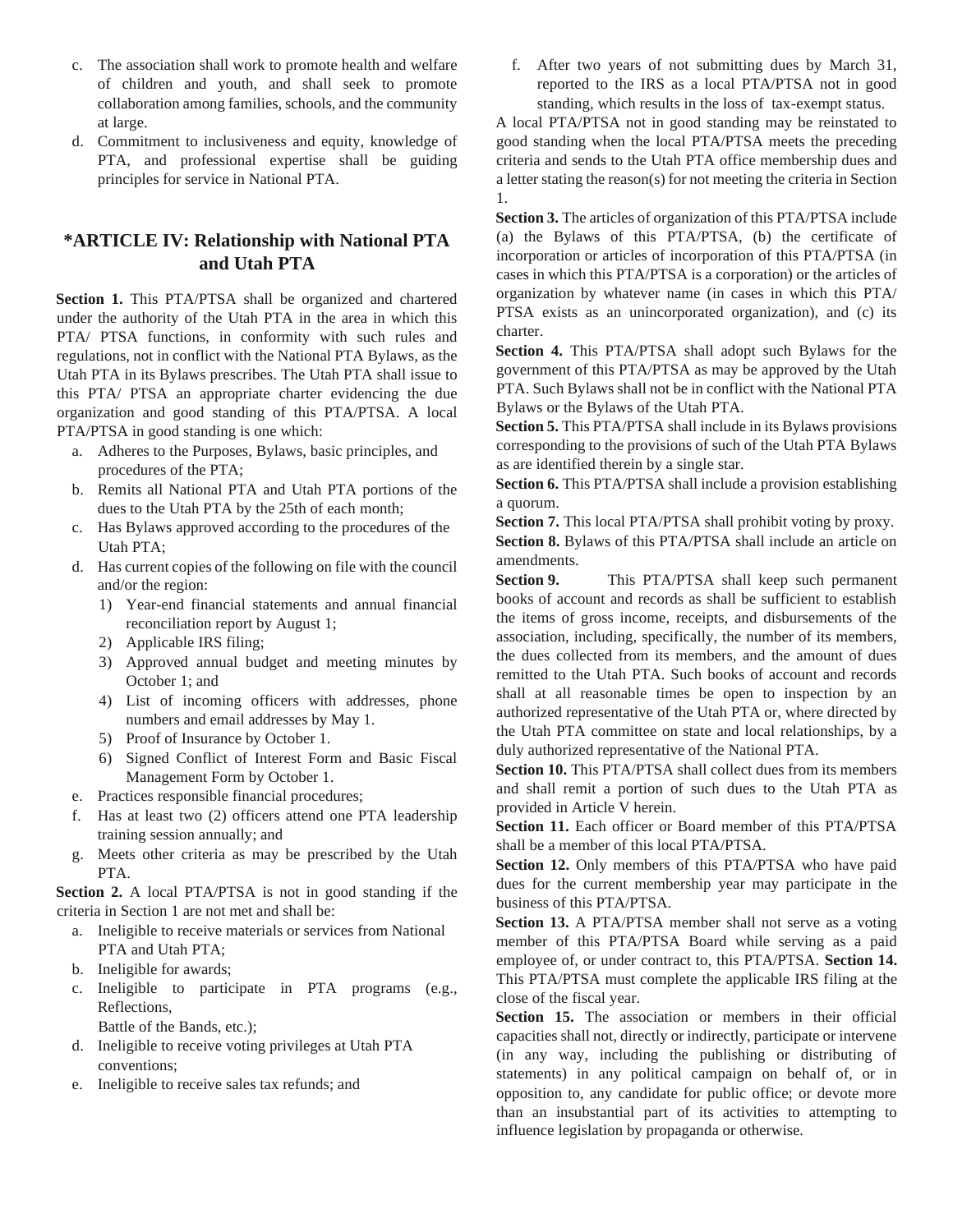c. The association shall work to promote health and welfare of children and youth, and shall seek to promote collaboration among families, schools, and the community at large.
d. Commitment to inclusiveness and equity, knowledge of PTA, and professional expertise shall be guiding principles for service in National PTA.

## *ARTICLE IV: Relationship with National PTA and Utah PTA

**Section 1.** This PTA/PTSA shall be organized and chartered under the authority of the Utah PTA in the area in which this PTA/ PTSA functions, in conformity with such rules and regulations, not in conflict with the National PTA Bylaws, as the Utah PTA in its Bylaws prescribes. The Utah PTA shall issue to this PTA/ PTSA an appropriate charter evidencing the due organization and good standing of this PTA/PTSA. A local PTA/PTSA in good standing is one which:

a. Adheres to the Purposes, Bylaws, basic principles, and procedures of the PTA;
b. Remits all National PTA and Utah PTA portions of the dues to the Utah PTA by the 25th of each month;
c. Has Bylaws approved according to the procedures of the Utah PTA;
d. Has current copies of the following on file with the council and/or the region:
   1) Year-end financial statements and annual financial reconciliation report by August 1;
   2) Applicable IRS filing;
   3) Approved annual budget and meeting minutes by October 1; and
   4) List of incoming officers with addresses, phone numbers and email addresses by May 1.
   5) Proof of Insurance by October 1.
   6) Signed Conflict of Interest Form and Basic Fiscal Management Form by October 1.
e. Practices responsible financial procedures;
f. Has at least two (2) officers attend one PTA leadership training session annually; and
g. Meets other criteria as may be prescribed by the Utah PTA.

**Section 2.** A local PTA/PTSA is not in good standing if the criteria in Section 1 are not met and shall be:

a. Ineligible to receive materials or services from National PTA and Utah PTA;
b. Ineligible for awards;
c. Ineligible to participate in PTA programs (e.g., Reflections, Battle of the Bands, etc.);
d. Ineligible to receive voting privileges at Utah PTA conventions;
e. Ineligible to receive sales tax refunds; and
f. After two years of not submitting dues by March 31, reported to the IRS as a local PTA/PTSA not in good standing, which results in the loss of tax-exempt status.

A local PTA/PTSA not in good standing may be reinstated to good standing when the local PTA/PTSA meets the preceding criteria and sends to the Utah PTA office membership dues and a letter stating the reason(s) for not meeting the criteria in Section 1.

**Section 3.** The articles of organization of this PTA/PTSA include (a) the Bylaws of this PTA/PTSA, (b) the certificate of incorporation or articles of incorporation of this PTA/PTSA (in cases in which this PTA/PTSA is a corporation) or the articles of organization by whatever name (in cases in which this PTA/ PTSA exists as an unincorporated organization), and (c) its charter.

**Section 4.** This PTA/PTSA shall adopt such Bylaws for the government of this PTA/PTSA as may be approved by the Utah PTA. Such Bylaws shall not be in conflict with the National PTA Bylaws or the Bylaws of the Utah PTA.

**Section 5.** This PTA/PTSA shall include in its Bylaws provisions corresponding to the provisions of such of the Utah PTA Bylaws as are identified therein by a single star.

**Section 6.** This PTA/PTSA shall include a provision establishing a quorum.

**Section 7.** This local PTA/PTSA shall prohibit voting by proxy.

**Section 8.** Bylaws of this PTA/PTSA shall include an article on amendments.

**Section 9.** This PTA/PTSA shall keep such permanent books of account and records as shall be sufficient to establish the items of gross income, receipts, and disbursements of the association, including, specifically, the number of its members, the dues collected from its members, and the amount of dues remitted to the Utah PTA. Such books of account and records shall at all reasonable times be open to inspection by an authorized representative of the Utah PTA or, where directed by the Utah PTA committee on state and local relationships, by a duly authorized representative of the National PTA.

**Section 10.** This PTA/PTSA shall collect dues from its members and shall remit a portion of such dues to the Utah PTA as provided in Article V herein.

**Section 11.** Each officer or Board member of this PTA/PTSA shall be a member of this local PTA/PTSA.

**Section 12.** Only members of this PTA/PTSA who have paid dues for the current membership year may participate in the business of this PTA/PTSA.

**Section 13.** A PTA/PTSA member shall not serve as a voting member of this PTA/PTSA Board while serving as a paid employee of, or under contract to, this PTA/PTSA.

**Section 14.** This PTA/PTSA must complete the applicable IRS filing at the close of the fiscal year.

**Section 15.** The association or members in their official capacities shall not, directly or indirectly, participate or intervene (in any way, including the publishing or distributing of statements) in any political campaign on behalf of, or in opposition to, any candidate for public office; or devote more than an insubstantial part of its activities to attempting to influence legislation by propaganda or otherwise.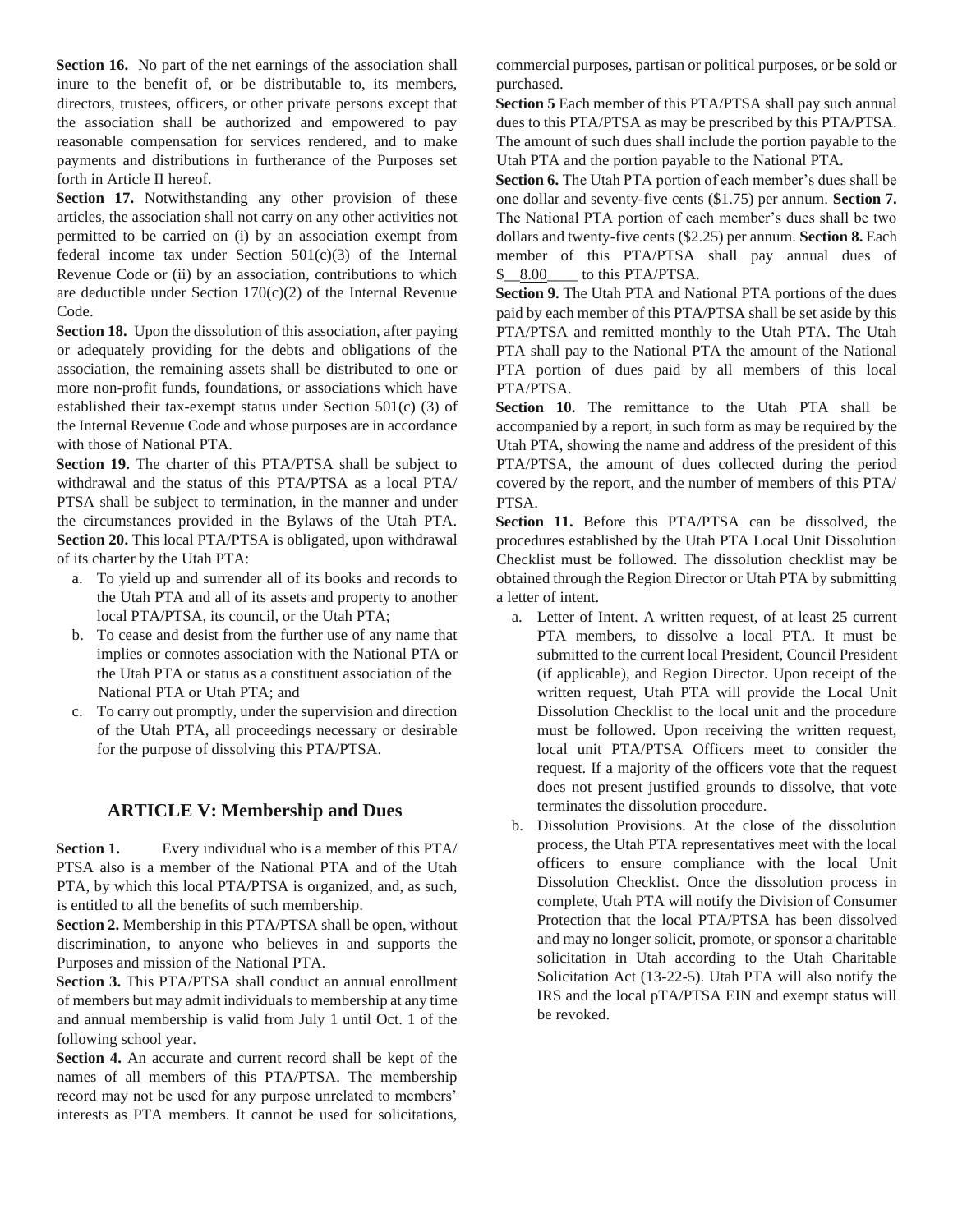**Section 16.** No part of the net earnings of the association shall inure to the benefit of, or be distributable to, its members, directors, trustees, officers, or other private persons except that the association shall be authorized and empowered to pay reasonable compensation for services rendered, and to make payments and distributions in furtherance of the Purposes set forth in Article II hereof.

**Section 17.** Notwithstanding any other provision of these articles, the association shall not carry on any other activities not permitted to be carried on (i) by an association exempt from federal income tax under Section 501(c)(3) of the Internal Revenue Code or (ii) by an association, contributions to which are deductible under Section 170(c)(2) of the Internal Revenue Code.

**Section 18.** Upon the dissolution of this association, after paying or adequately providing for the debts and obligations of the association, the remaining assets shall be distributed to one or more non-profit funds, foundations, or associations which have established their tax-exempt status under Section 501(c) (3) of the Internal Revenue Code and whose purposes are in accordance with those of National PTA.

**Section 19.** The charter of this PTA/PTSA shall be subject to withdrawal and the status of this PTA/PTSA as a local PTA/ PTSA shall be subject to termination, in the manner and under the circumstances provided in the Bylaws of the Utah PTA. **Section 20.** This local PTA/PTSA is obligated, upon withdrawal of its charter by the Utah PTA:

a. To yield up and surrender all of its books and records to the Utah PTA and all of its assets and property to another local PTA/PTSA, its council, or the Utah PTA;
b. To cease and desist from the further use of any name that implies or connotes association with the National PTA or the Utah PTA or status as a constituent association of the National PTA or Utah PTA; and
c. To carry out promptly, under the supervision and direction of the Utah PTA, all proceedings necessary or desirable for the purpose of dissolving this PTA/PTSA.

## ARTICLE V: Membership and Dues

**Section 1.** Every individual who is a member of this PTA/ PTSA also is a member of the National PTA and of the Utah PTA, by which this local PTA/PTSA is organized, and, as such, is entitled to all the benefits of such membership.

**Section 2.** Membership in this PTA/PTSA shall be open, without discrimination, to anyone who believes in and supports the Purposes and mission of the National PTA.

**Section 3.** This PTA/PTSA shall conduct an annual enrollment of members but may admit individuals to membership at any time and annual membership is valid from July 1 until Oct. 1 of the following school year.

**Section 4.** An accurate and current record shall be kept of the names of all members of this PTA/PTSA. The membership record may not be used for any purpose unrelated to members' interests as PTA members. It cannot be used for solicitations, commercial purposes, partisan or political purposes, or be sold or purchased.

**Section 5** Each member of this PTA/PTSA shall pay such annual dues to this PTA/PTSA as may be prescribed by this PTA/PTSA. The amount of such dues shall include the portion payable to the Utah PTA and the portion payable to the National PTA.

**Section 6.** The Utah PTA portion of each member's dues shall be one dollar and seventy-five cents ($1.75) per annum. **Section 7.** The National PTA portion of each member's dues shall be two dollars and twenty-five cents ($2.25) per annum. **Section 8.** Each member of this PTA/PTSA shall pay annual dues of $__8.00____ to this PTA/PTSA.

**Section 9.** The Utah PTA and National PTA portions of the dues paid by each member of this PTA/PTSA shall be set aside by this PTA/PTSA and remitted monthly to the Utah PTA. The Utah PTA shall pay to the National PTA the amount of the National PTA portion of dues paid by all members of this local PTA/PTSA.

**Section 10.** The remittance to the Utah PTA shall be accompanied by a report, in such form as may be required by the Utah PTA, showing the name and address of the president of this PTA/PTSA, the amount of dues collected during the period covered by the report, and the number of members of this PTA/ PTSA.

**Section 11.** Before this PTA/PTSA can be dissolved, the procedures established by the Utah PTA Local Unit Dissolution Checklist must be followed. The dissolution checklist may be obtained through the Region Director or Utah PTA by submitting a letter of intent.

a. Letter of Intent. A written request, of at least 25 current PTA members, to dissolve a local PTA. It must be submitted to the current local President, Council President (if applicable), and Region Director. Upon receipt of the written request, Utah PTA will provide the Local Unit Dissolution Checklist to the local unit and the procedure must be followed. Upon receiving the written request, local unit PTA/PTSA Officers meet to consider the request. If a majority of the officers vote that the request does not present justified grounds to dissolve, that vote terminates the dissolution procedure.
b. Dissolution Provisions. At the close of the dissolution process, the Utah PTA representatives meet with the local officers to ensure compliance with the local Unit Dissolution Checklist. Once the dissolution process in complete, Utah PTA will notify the Division of Consumer Protection that the local PTA/PTSA has been dissolved and may no longer solicit, promote, or sponsor a charitable solicitation in Utah according to the Utah Charitable Solicitation Act (13-22-5). Utah PTA will also notify the IRS and the local pTA/PTSA EIN and exempt status will be revoked.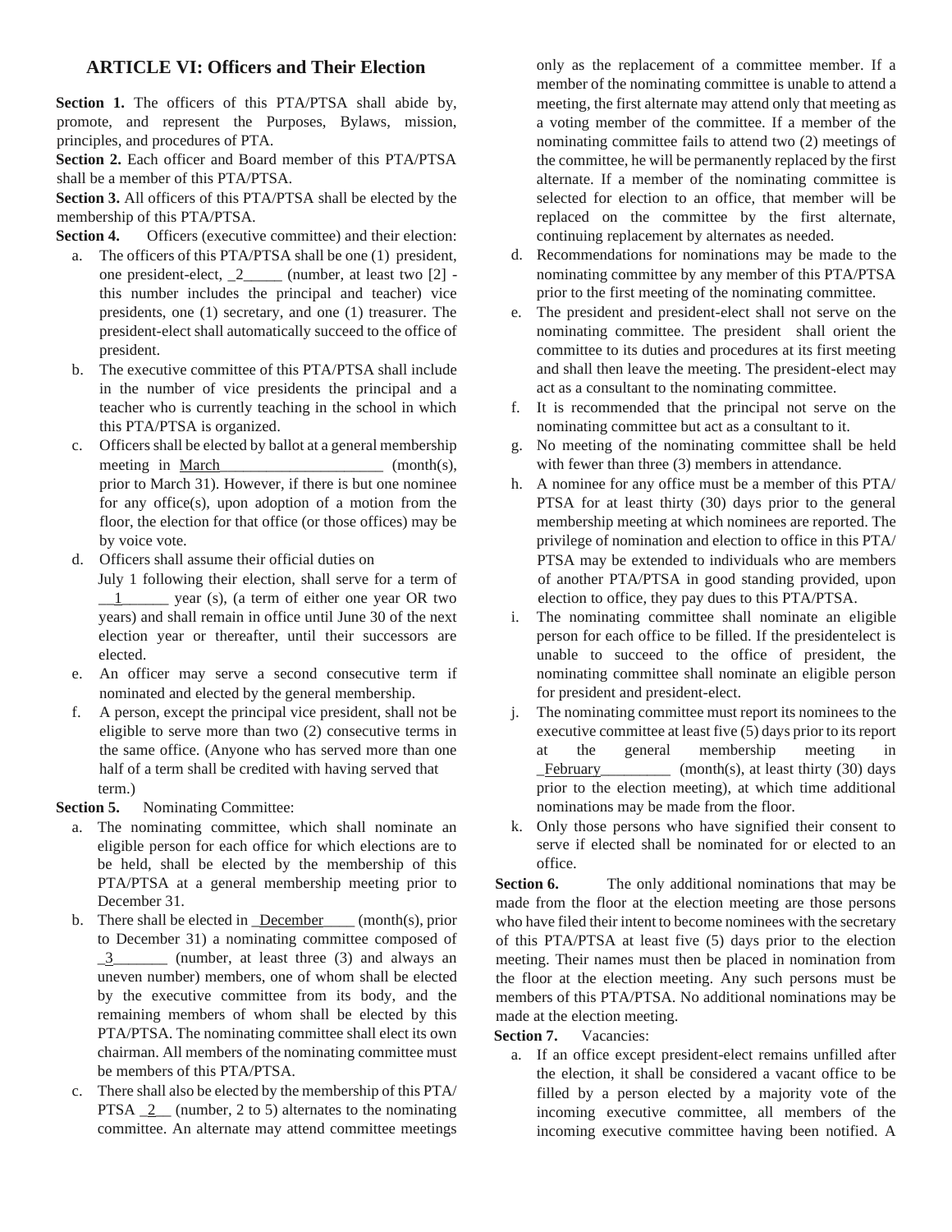## ARTICLE VI: Officers and Their Election

**Section 1.** The officers of this PTA/PTSA shall abide by, promote, and represent the Purposes, Bylaws, mission, principles, and procedures of PTA.

**Section 2.** Each officer and Board member of this PTA/PTSA shall be a member of this PTA/PTSA.

**Section 3.** All officers of this PTA/PTSA shall be elected by the membership of this PTA/PTSA.

**Section 4.** Officers (executive committee) and their election:

a. The officers of this PTA/PTSA shall be one (1) president, one president-elect, _2_____ (number, at least two [2] - this number includes the principal and teacher) vice presidents, one (1) secretary, and one (1) treasurer. The president-elect shall automatically succeed to the office of president.

b. The executive committee of this PTA/PTSA shall include in the number of vice presidents the principal and a teacher who is currently teaching in the school in which this PTA/PTSA is organized.

c. Officers shall be elected by ballot at a general membership meeting in March____________________ (month(s), prior to March 31). However, if there is but one nominee for any office(s), upon adoption of a motion from the floor, the election for that office (or those offices) may be by voice vote.

d. Officers shall assume their official duties on July 1 following their election, shall serve for a term of __1______ year (s), (a term of either one year OR two years) and shall remain in office until June 30 of the next election year or thereafter, until their successors are elected.

e. An officer may serve a second consecutive term if nominated and elected by the general membership.

f. A person, except the principal vice president, shall not be eligible to serve more than two (2) consecutive terms in the same office. (Anyone who has served more than one half of a term shall be credited with having served that term.)

**Section 5.** Nominating Committee:

a. The nominating committee, which shall nominate an eligible person for each office for which elections are to be held, shall be elected by the membership of this PTA/PTSA at a general membership meeting prior to December 31.

b. There shall be elected in _December____ (month(s), prior to December 31) a nominating committee composed of _3_______ (number, at least three (3) and always an uneven number) members, one of whom shall be elected by the executive committee from its body, and the remaining members of whom shall be elected by this PTA/PTSA. The nominating committee shall elect its own chairman. All members of the nominating committee must be members of this PTA/PTSA.

c. There shall also be elected by the membership of this PTA/ PTSA _2__ (number, 2 to 5) alternates to the nominating committee. An alternate may attend committee meetings only as the replacement of a committee member. If a member of the nominating committee is unable to attend a meeting, the first alternate may attend only that meeting as a voting member of the committee. If a member of the nominating committee fails to attend two (2) meetings of the committee, he will be permanently replaced by the first alternate. If a member of the nominating committee is selected for election to an office, that member will be replaced on the committee by the first alternate, continuing replacement by alternates as needed.

d. Recommendations for nominations may be made to the nominating committee by any member of this PTA/PTSA prior to the first meeting of the nominating committee.

e. The president and president-elect shall not serve on the nominating committee. The president shall orient the committee to its duties and procedures at its first meeting and shall then leave the meeting. The president-elect may act as a consultant to the nominating committee.

f. It is recommended that the principal not serve on the nominating committee but act as a consultant to it.

g. No meeting of the nominating committee shall be held with fewer than three (3) members in attendance.

h. A nominee for any office must be a member of this PTA/ PTSA for at least thirty (30) days prior to the general membership meeting at which nominees are reported. The privilege of nomination and election to office in this PTA/ PTSA may be extended to individuals who are members of another PTA/PTSA in good standing provided, upon election to office, they pay dues to this PTA/PTSA.

i. The nominating committee shall nominate an eligible person for each office to be filled. If the presidentelect is unable to succeed to the office of president, the nominating committee shall nominate an eligible person for president and president-elect.

j. The nominating committee must report its nominees to the executive committee at least five (5) days prior to its report at the general membership meeting in _February_________ (month(s), at least thirty (30) days prior to the election meeting), at which time additional nominations may be made from the floor.

k. Only those persons who have signified their consent to serve if elected shall be nominated for or elected to an office.

**Section 6.** The only additional nominations that may be made from the floor at the election meeting are those persons who have filed their intent to become nominees with the secretary of this PTA/PTSA at least five (5) days prior to the election meeting. Their names must then be placed in nomination from the floor at the election meeting. Any such persons must be members of this PTA/PTSA. No additional nominations may be made at the election meeting.

**Section 7.** Vacancies:

a. If an office except president-elect remains unfilled after the election, it shall be considered a vacant office to be filled by a person elected by a majority vote of the incoming executive committee, all members of the incoming executive committee having been notified. A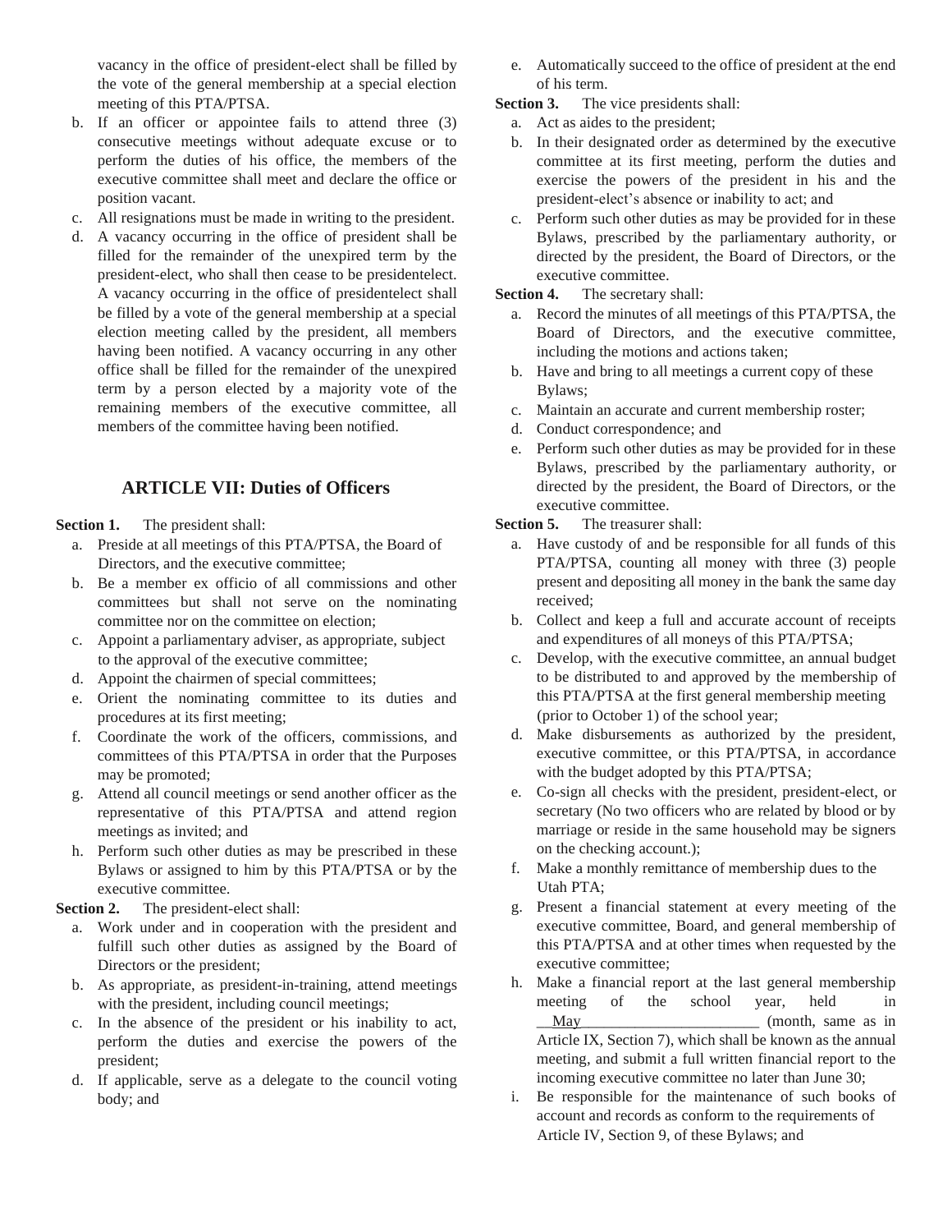vacancy in the office of president-elect shall be filled by the vote of the general membership at a special election meeting of this PTA/PTSA.

b. If an officer or appointee fails to attend three (3) consecutive meetings without adequate excuse or to perform the duties of his office, the members of the executive committee shall meet and declare the office or position vacant.

c. All resignations must be made in writing to the president.

d. A vacancy occurring in the office of president shall be filled for the remainder of the unexpired term by the president-elect, who shall then cease to be presidentelect. A vacancy occurring in the office of presidentelect shall be filled by a vote of the general membership at a special election meeting called by the president, all members having been notified. A vacancy occurring in any other office shall be filled for the remainder of the unexpired term by a person elected by a majority vote of the remaining members of the executive committee, all members of the committee having been notified.

## ARTICLE VII: Duties of Officers

**Section 1.** The president shall:

a. Preside at all meetings of this PTA/PTSA, the Board of Directors, and the executive committee;

b. Be a member ex officio of all commissions and other committees but shall not serve on the nominating committee nor on the committee on election;

c. Appoint a parliamentary adviser, as appropriate, subject to the approval of the executive committee;

d. Appoint the chairmen of special committees;

e. Orient the nominating committee to its duties and procedures at its first meeting;

f. Coordinate the work of the officers, commissions, and committees of this PTA/PTSA in order that the Purposes may be promoted;

g. Attend all council meetings or send another officer as the representative of this PTA/PTSA and attend region meetings as invited; and

h. Perform such other duties as may be prescribed in these Bylaws or assigned to him by this PTA/PTSA or by the executive committee.

**Section 2.** The president-elect shall:

a. Work under and in cooperation with the president and fulfill such other duties as assigned by the Board of Directors or the president;

b. As appropriate, as president-in-training, attend meetings with the president, including council meetings;

c. In the absence of the president or his inability to act, perform the duties and exercise the powers of the president;

d. If applicable, serve as a delegate to the council voting body; and

e. Automatically succeed to the office of president at the end of his term.

**Section 3.** The vice presidents shall:

a. Act as aides to the president;

b. In their designated order as determined by the executive committee at its first meeting, perform the duties and exercise the powers of the president in his and the president-elect's absence or inability to act; and

c. Perform such other duties as may be provided for in these Bylaws, prescribed by the parliamentary authority, or directed by the president, the Board of Directors, or the executive committee.

**Section 4.** The secretary shall:

a. Record the minutes of all meetings of this PTA/PTSA, the Board of Directors, and the executive committee, including the motions and actions taken;

b. Have and bring to all meetings a current copy of these Bylaws;

c. Maintain an accurate and current membership roster;

d. Conduct correspondence; and

e. Perform such other duties as may be provided for in these Bylaws, prescribed by the parliamentary authority, or directed by the president, the Board of Directors, or the executive committee.

**Section 5.** The treasurer shall:

a. Have custody of and be responsible for all funds of this PTA/PTSA, counting all money with three (3) people present and depositing all money in the bank the same day received;

b. Collect and keep a full and accurate account of receipts and expenditures of all moneys of this PTA/PTSA;

c. Develop, with the executive committee, an annual budget to be distributed to and approved by the membership of this PTA/PTSA at the first general membership meeting (prior to October 1) of the school year;

d. Make disbursements as authorized by the president, executive committee, or this PTA/PTSA, in accordance with the budget adopted by this PTA/PTSA;

e. Co-sign all checks with the president, president-elect, or secretary (No two officers who are related by blood or by marriage or reside in the same household may be signers on the checking account.);

f. Make a monthly remittance of membership dues to the Utah PTA;

g. Present a financial statement at every meeting of the executive committee, Board, and general membership of this PTA/PTSA and at other times when requested by the executive committee;

h. Make a financial report at the last general membership meeting of the school year, held in \_\_May\_\_\_\_\_\_\_\_\_\_\_\_\_\_\_\_\_\_\_\_\_\_ (month, same as in Article IX, Section 7), which shall be known as the annual meeting, and submit a full written financial report to the incoming executive committee no later than June 30;

i. Be responsible for the maintenance of such books of account and records as conform to the requirements of Article IV, Section 9, of these Bylaws; and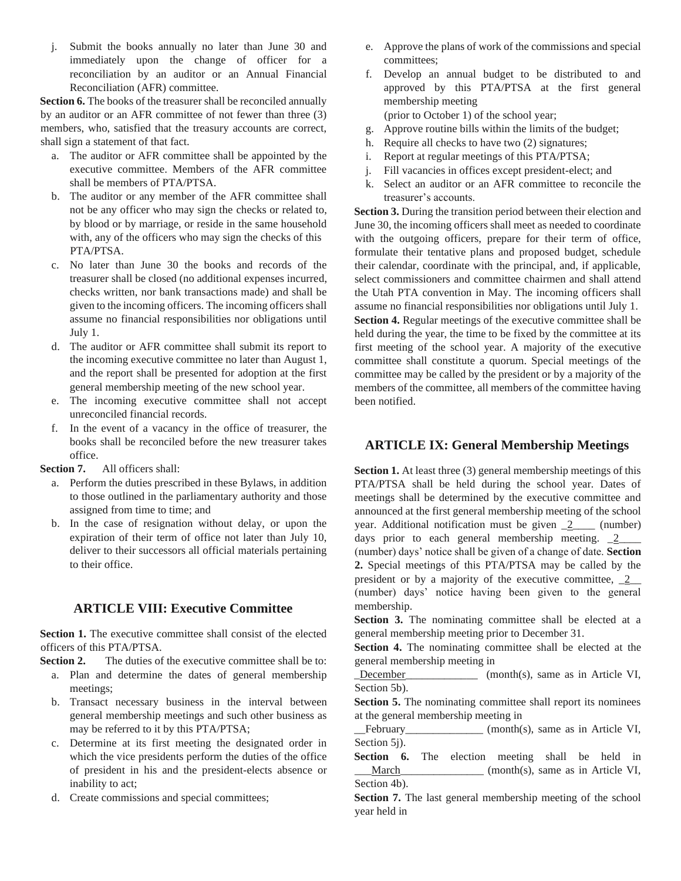j. Submit the books annually no later than June 30 and immediately upon the change of officer for a reconciliation by an auditor or an Annual Financial Reconciliation (AFR) committee.

**Section 6.** The books of the treasurer shall be reconciled annually by an auditor or an AFR committee of not fewer than three (3) members, who, satisfied that the treasury accounts are correct, shall sign a statement of that fact.

a. The auditor or AFR committee shall be appointed by the executive committee. Members of the AFR committee shall be members of PTA/PTSA.
b. The auditor or any member of the AFR committee shall not be any officer who may sign the checks or related to, by blood or by marriage, or reside in the same household with, any of the officers who may sign the checks of this PTA/PTSA.
c. No later than June 30 the books and records of the treasurer shall be closed (no additional expenses incurred, checks written, nor bank transactions made) and shall be given to the incoming officers. The incoming officers shall assume no financial responsibilities nor obligations until July 1.
d. The auditor or AFR committee shall submit its report to the incoming executive committee no later than August 1, and the report shall be presented for adoption at the first general membership meeting of the new school year.
e. The incoming executive committee shall not accept unreconciled financial records.
f. In the event of a vacancy in the office of treasurer, the books shall be reconciled before the new treasurer takes office.

**Section 7.** All officers shall:

a. Perform the duties prescribed in these Bylaws, in addition to those outlined in the parliamentary authority and those assigned from time to time; and
b. In the case of resignation without delay, or upon the expiration of their term of office not later than July 10, deliver to their successors all official materials pertaining to their office.

## ARTICLE VIII: Executive Committee

**Section 1.** The executive committee shall consist of the elected officers of this PTA/PTSA.

**Section 2.** The duties of the executive committee shall be to:

a. Plan and determine the dates of general membership meetings;
b. Transact necessary business in the interval between general membership meetings and such other business as may be referred to it by this PTA/PTSA;
c. Determine at its first meeting the designated order in which the vice presidents perform the duties of the office of president in his and the president-elects absence or inability to act;
d. Create commissions and special committees;
e. Approve the plans of work of the commissions and special committees;
f. Develop an annual budget to be distributed to and approved by this PTA/PTSA at the first general membership meeting
   (prior to October 1) of the school year;
g. Approve routine bills within the limits of the budget;
h. Require all checks to have two (2) signatures;
i. Report at regular meetings of this PTA/PTSA;
j. Fill vacancies in offices except president-elect; and
k. Select an auditor or an AFR committee to reconcile the treasurer's accounts.

**Section 3.** During the transition period between their election and June 30, the incoming officers shall meet as needed to coordinate with the outgoing officers, prepare for their term of office, formulate their tentative plans and proposed budget, schedule their calendar, coordinate with the principal, and, if applicable, select commissioners and committee chairmen and shall attend the Utah PTA convention in May. The incoming officers shall assume no financial responsibilities nor obligations until July 1.

**Section 4.** Regular meetings of the executive committee shall be held during the year, the time to be fixed by the committee at its first meeting of the school year. A majority of the executive committee shall constitute a quorum. Special meetings of the committee may be called by the president or by a majority of the members of the committee, all members of the committee having been notified.

## ARTICLE IX: General Membership Meetings

**Section 1.** At least three (3) general membership meetings of this PTA/PTSA shall be held during the school year. Dates of meetings shall be determined by the executive committee and announced at the first general membership meeting of the school year. Additional notification must be given _2____ (number) days prior to each general membership meeting. _2____ (number) days' notice shall be given of a change of date.

**Section 2.** Special meetings of this PTA/PTSA may be called by the president or by a majority of the executive committee, _2__ (number) days' notice having been given to the general membership.

**Section 3.** The nominating committee shall be elected at a general membership meeting prior to December 31.

**Section 4.** The nominating committee shall be elected at the general membership meeting in _December_____________ (month(s), same as in Article VI, Section 5b).

**Section 5.** The nominating committee shall report its nominees at the general membership meeting in __February______________ (month(s), same as in Article VI, Section 5j).

**Section 6.** The election meeting shall be held in ___March_______________ (month(s), same as in Article VI, Section 4b).

**Section 7.** The last general membership meeting of the school year held in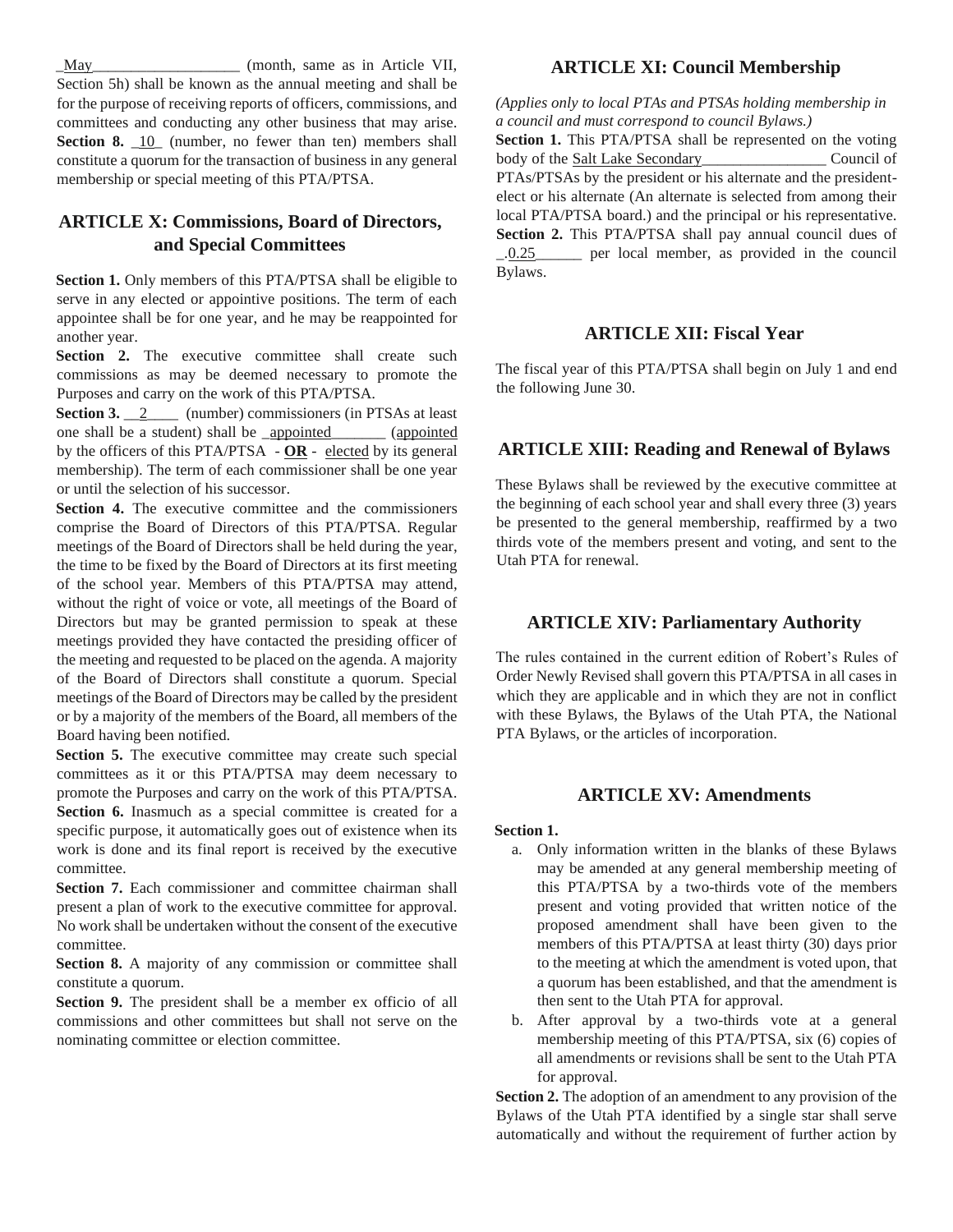_May___________________ (month, same as in Article VII, Section 5h) shall be known as the annual meeting and shall be for the purpose of receiving reports of officers, commissions, and committees and conducting any other business that may arise.

**Section 8.** _10_ (number, no fewer than ten) members shall constitute a quorum for the transaction of business in any general membership or special meeting of this PTA/PTSA.

## ARTICLE X: Commissions, Board of Directors, and Special Committees

**Section 1.** Only members of this PTA/PTSA shall be eligible to serve in any elected or appointive positions. The term of each appointee shall be for one year, and he may be reappointed for another year.

**Section 2.** The executive committee shall create such commissions as may be deemed necessary to promote the Purposes and carry on the work of this PTA/PTSA.

**Section 3.** __2____ (number) commissioners (in PTSAs at least one shall be a student) shall be _appointed_______ (appointed by the officers of this PTA/PTSA - **OR** - elected by its general membership). The term of each commissioner shall be one year or until the selection of his successor.

**Section 4.** The executive committee and the commissioners comprise the Board of Directors of this PTA/PTSA. Regular meetings of the Board of Directors shall be held during the year, the time to be fixed by the Board of Directors at its first meeting of the school year. Members of this PTA/PTSA may attend, without the right of voice or vote, all meetings of the Board of Directors but may be granted permission to speak at these meetings provided they have contacted the presiding officer of the meeting and requested to be placed on the agenda. A majority of the Board of Directors shall constitute a quorum. Special meetings of the Board of Directors may be called by the president or by a majority of the members of the Board, all members of the Board having been notified.

**Section 5.** The executive committee may create such special committees as it or this PTA/PTSA may deem necessary to promote the Purposes and carry on the work of this PTA/PTSA.

**Section 6.** Inasmuch as a special committee is created for a specific purpose, it automatically goes out of existence when its work is done and its final report is received by the executive committee.

**Section 7.** Each commissioner and committee chairman shall present a plan of work to the executive committee for approval. No work shall be undertaken without the consent of the executive committee.

**Section 8.** A majority of any commission or committee shall constitute a quorum.

**Section 9.** The president shall be a member ex officio of all commissions and other committees but shall not serve on the nominating committee or election committee.

## ARTICLE XI: Council Membership

*(Applies only to local PTAs and PTSAs holding membership in a council and must correspond to council Bylaws.)*

**Section 1.** This PTA/PTSA shall be represented on the voting body of the Salt Lake Secondary________________ Council of PTAs/PTSAs by the president or his alternate and the president-elect or his alternate (An alternate is selected from among their local PTA/PTSA board.) and the principal or his representative.

**Section 2.** This PTA/PTSA shall pay annual council dues of _.0.25______ per local member, as provided in the council Bylaws.

## ARTICLE XII: Fiscal Year

The fiscal year of this PTA/PTSA shall begin on July 1 and end the following June 30.

## ARTICLE XIII: Reading and Renewal of Bylaws

These Bylaws shall be reviewed by the executive committee at the beginning of each school year and shall every three (3) years be presented to the general membership, reaffirmed by a two thirds vote of the members present and voting, and sent to the Utah PTA for renewal.

## ARTICLE XIV: Parliamentary Authority

The rules contained in the current edition of Robert's Rules of Order Newly Revised shall govern this PTA/PTSA in all cases in which they are applicable and in which they are not in conflict with these Bylaws, the Bylaws of the Utah PTA, the National PTA Bylaws, or the articles of incorporation.

## ARTICLE XV: Amendments

**Section 1.**

a. Only information written in the blanks of these Bylaws may be amended at any general membership meeting of this PTA/PTSA by a two-thirds vote of the members present and voting provided that written notice of the proposed amendment shall have been given to the members of this PTA/PTSA at least thirty (30) days prior to the meeting at which the amendment is voted upon, that a quorum has been established, and that the amendment is then sent to the Utah PTA for approval.

b. After approval by a two-thirds vote at a general membership meeting of this PTA/PTSA, six (6) copies of all amendments or revisions shall be sent to the Utah PTA for approval.

**Section 2.** The adoption of an amendment to any provision of the Bylaws of the Utah PTA identified by a single star shall serve automatically and without the requirement of further action by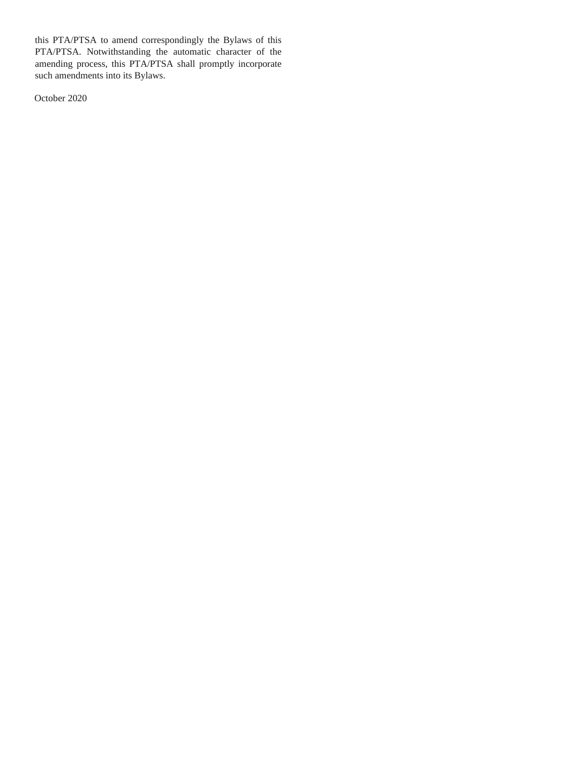this PTA/PTSA to amend correspondingly the Bylaws of this PTA/PTSA. Notwithstanding the automatic character of the amending process, this PTA/PTSA shall promptly incorporate such amendments into its Bylaws.

October 2020